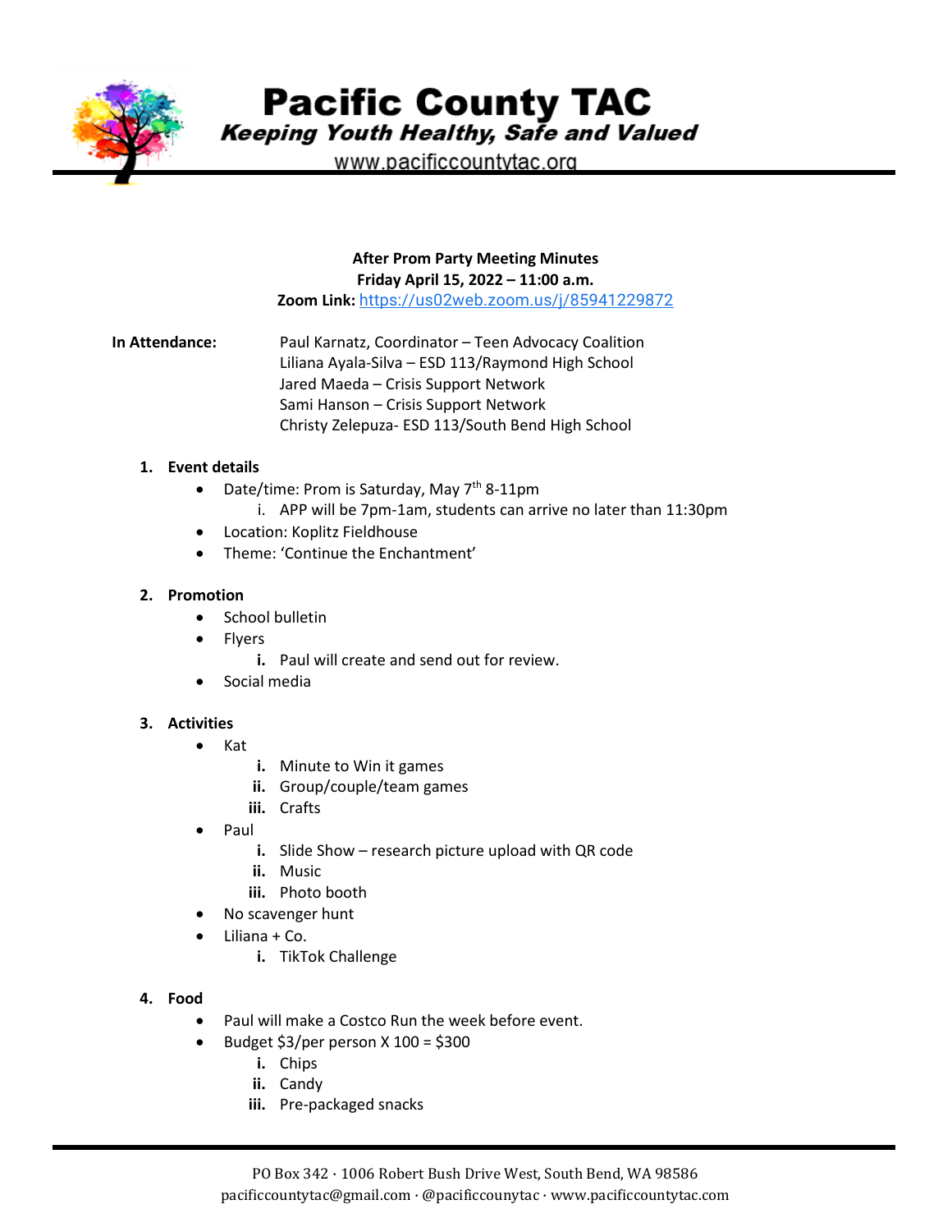# Pacific County TAC

*Keeping Youth Healthy, Safe and Valued*

www.pacificcountytac.org

**After Prom Party Meeting Minutes**
**Friday April 15, 2022 – 11:00 a.m.**
**Zoom Link:** https://us02web.zoom.us/j/85941229872

**In Attendance:**

Paul Karnatz, Coordinator – Teen Advocacy Coalition
Liliana Ayala-Silva – ESD 113/Raymond High School
Jared Maeda – Crisis Support Network
Sami Hanson – Crisis Support Network
Christy Zelepuza- ESD 113/South Bend High School

1. **Event details**
   - Date/time: Prom is Saturday, May 7th 8-11pm
     1. APP will be 7pm-1am, students can arrive no later than 11:30pm
   - Location: Koplitz Fieldhouse
   - Theme: 'Continue the Enchantment'

2. **Promotion**
   - School bulletin
   - Flyers
     1. Paul will create and send out for review.
   - Social media

3. **Activities**
   - Kat
     1. Minute to Win it games
     2. Group/couple/team games
     3. Crafts
   - Paul
     1. Slide Show – research picture upload with QR code
     2. Music
     3. Photo booth
   - No scavenger hunt
   - Liliana + Co.
     1. TikTok Challenge

4. **Food**
   - Paul will make a Costco Run the week before event.
   - Budget $3/per person X 100 = $300
     1. Chips
     2. Candy
     3. Pre-packaged snacks

PO Box 342 · 1006 Robert Bush Drive West, South Bend, WA 98586
pacificcountytac@gmail.com · @pacificcounytac · www.pacificcountytac.com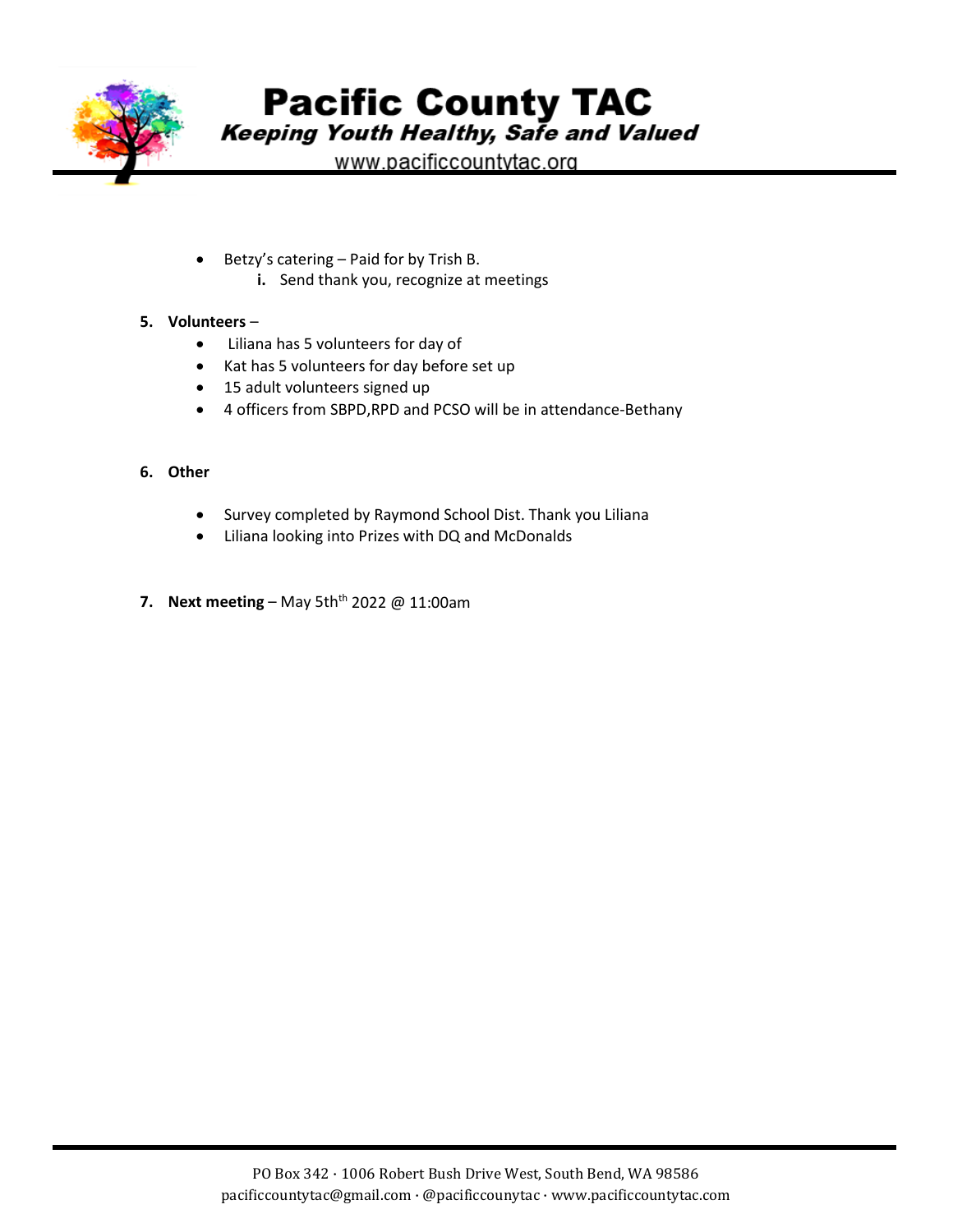- Betzy's catering – Paid for by Trish B.
    i. Send thank you, recognize at meetings

5. **Volunteers** –
    - Liliana has 5 volunteers for day of
    - Kat has 5 volunteers for day before set up
    - 15 adult volunteers signed up
    - 4 officers from SBPD,RPD and PCSO will be in attendance-Bethany

6. **Other**
    - Survey completed by Raymond School Dist. Thank you Liliana
    - Liliana looking into Prizes with DQ and McDonalds

7. **Next meeting** – May 5th 2022 @ 11:00am